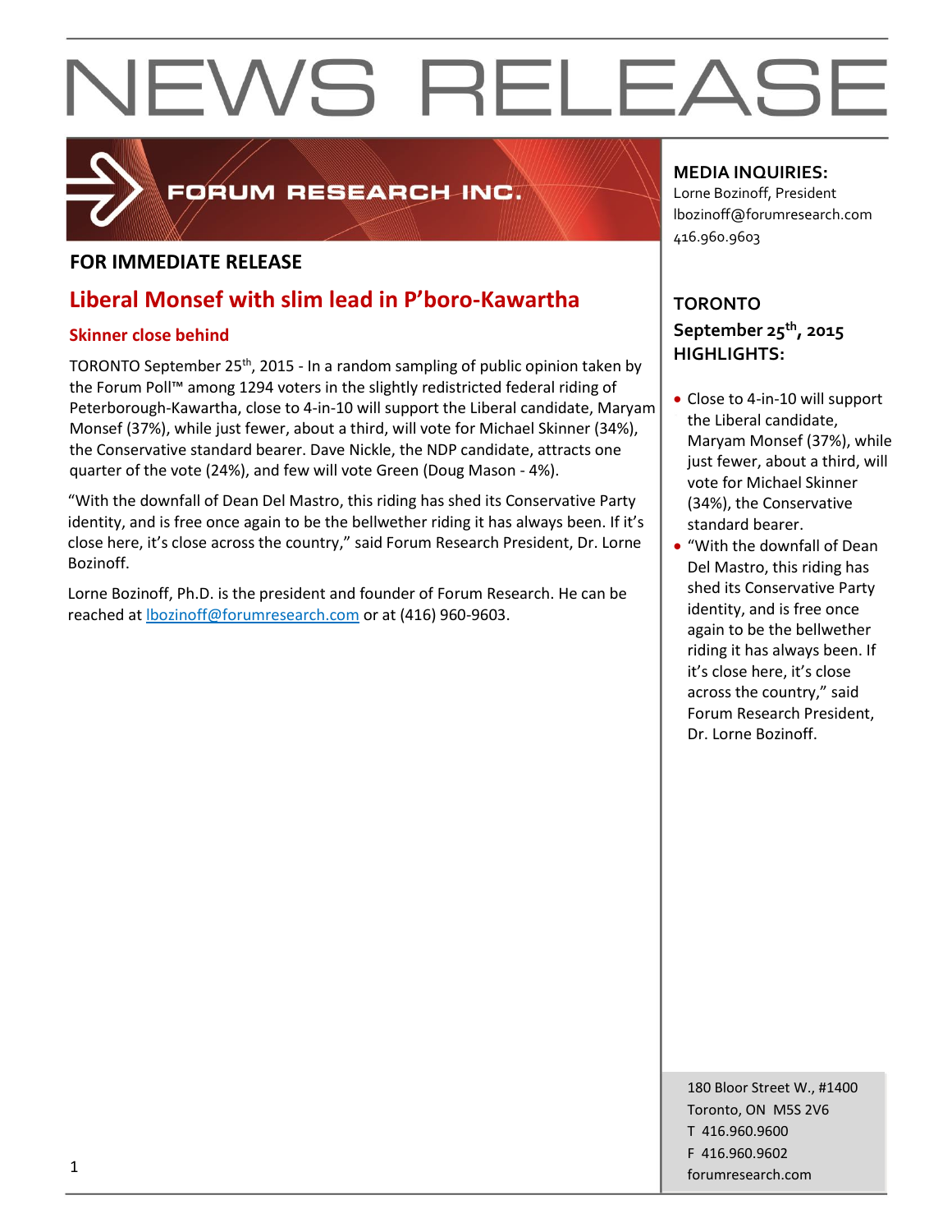# NEWS RELEASE

FORUM RESEARCH INC.

**MEDIA INQUIRIES:**
Lorne Bozinoff, President
lbozinoff@forumresearch.com
416.960.9603

## FOR IMMEDIATE RELEASE

## Liberal Monsef with slim lead in P'boro-Kawartha

### Skinner close behind

TORONTO September 25th, 2015 - In a random sampling of public opinion taken by the Forum Poll™ among 1294 voters in the slightly redistricted federal riding of Peterborough-Kawartha, close to 4-in-10 will support the Liberal candidate, Maryam Monsef (37%), while just fewer, about a third, will vote for Michael Skinner (34%), the Conservative standard bearer. Dave Nickle, the NDP candidate, attracts one quarter of the vote (24%), and few will vote Green (Doug Mason - 4%).

"With the downfall of Dean Del Mastro, this riding has shed its Conservative Party identity, and is free once again to be the bellwether riding it has always been. If it's close here, it's close across the country," said Forum Research President, Dr. Lorne Bozinoff.

Lorne Bozinoff, Ph.D. is the president and founder of Forum Research. He can be reached at lbozinoff@forumresearch.com or at (416) 960-9603.

**TORONTO**
**September 25th, 2015**
**HIGHLIGHTS:**

- Close to 4-in-10 will support the Liberal candidate, Maryam Monsef (37%), while just fewer, about a third, will vote for Michael Skinner (34%), the Conservative standard bearer.
- "With the downfall of Dean Del Mastro, this riding has shed its Conservative Party identity, and is free once again to be the bellwether riding it has always been. If it's close here, it's close across the country," said Forum Research President, Dr. Lorne Bozinoff.

180 Bloor Street W., #1400
Toronto, ON M5S 2V6
T 416.960.9600
F 416.960.9602
forumresearch.com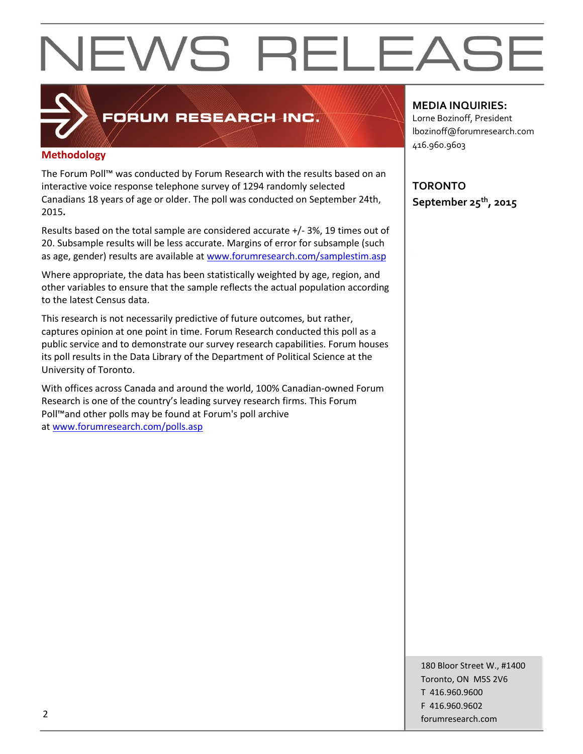# NEWS RELEASE

FORUM RESEARCH INC.

## Methodology

The Forum Poll™ was conducted by Forum Research with the results based on an interactive voice response telephone survey of 1294 randomly selected Canadians 18 years of age or older. The poll was conducted on September 24th, 2015**.**

Results based on the total sample are considered accurate +/- 3%, 19 times out of 20. Subsample results will be less accurate. Margins of error for subsample (such as age, gender) results are available at www.forumresearch.com/samplestim.asp

Where appropriate, the data has been statistically weighted by age, region, and other variables to ensure that the sample reflects the actual population according to the latest Census data.

This research is not necessarily predictive of future outcomes, but rather, captures opinion at one point in time. Forum Research conducted this poll as a public service and to demonstrate our survey research capabilities. Forum houses its poll results in the Data Library of the Department of Political Science at the University of Toronto.

With offices across Canada and around the world, 100% Canadian-owned Forum Research is one of the country's leading survey research firms. This Forum Poll™and other polls may be found at Forum's poll archive at www.forumresearch.com/polls.asp

**MEDIA INQUIRIES:**
Lorne Bozinoff, President
lbozinoff@forumresearch.com
416.960.9603

**TORONTO**
**September 25th, 2015**

180 Bloor Street W., #1400
Toronto, ON M5S 2V6
T 416.960.9600
F 416.960.9602
forumresearch.com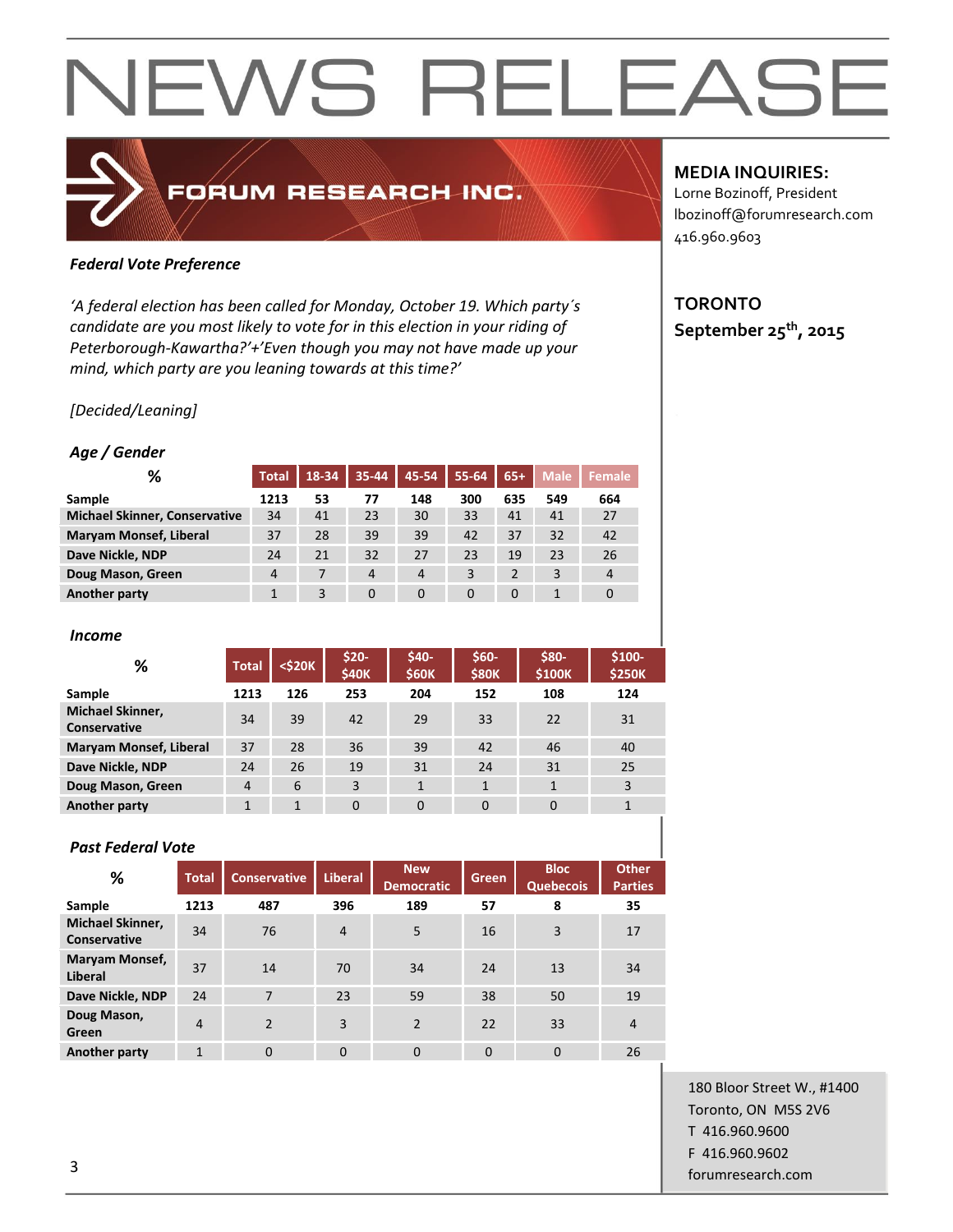# NEWS RELEASE

FORUM RESEARCH INC.

**MEDIA INQUIRIES:**
Lorne Bozinoff, President
lbozinoff@forumresearch.com
416.960.9603

**TORONTO**
**September 25th, 2015**

***Federal Vote Preference***

*'A federal election has been called for Monday, October 19. Which party´s candidate are you most likely to vote for in this election in your riding of Peterborough-Kawartha?'+'Even though you may not have made up your mind, which party are you leaning towards at this time?'*

*[Decided/Leaning]*

***Age / Gender***

| % | Total | 18-34 | 35-44 | 45-54 | 55-64 | 65+ | Male | Female |
|---|---|---|---|---|---|---|---|---|
| **Sample** | **1213** | **53** | **77** | **148** | **300** | **635** | **549** | **664** |
| **Michael Skinner, Conservative** | 34 | 41 | 23 | 30 | 33 | 41 | 41 | 27 |
| **Maryam Monsef, Liberal** | 37 | 28 | 39 | 39 | 42 | 37 | 32 | 42 |
| **Dave Nickle, NDP** | 24 | 21 | 32 | 27 | 23 | 19 | 23 | 26 |
| **Doug Mason, Green** | 4 | 7 | 4 | 4 | 3 | 2 | 3 | 4 |
| **Another party** | 1 | 3 | 0 | 0 | 0 | 0 | 1 | 0 |

***Income***

| % | Total | <$20K | $20-$40K | $40-$60K | $60-$80K | $80-$100K | $100-$250K |
|---|---|---|---|---|---|---|---|
| **Sample** | **1213** | **126** | **253** | **204** | **152** | **108** | **124** |
| **Michael Skinner, Conservative** | 34 | 39 | 42 | 29 | 33 | 22 | 31 |
| **Maryam Monsef, Liberal** | 37 | 28 | 36 | 39 | 42 | 46 | 40 |
| **Dave Nickle, NDP** | 24 | 26 | 19 | 31 | 24 | 31 | 25 |
| **Doug Mason, Green** | 4 | 6 | 3 | 1 | 1 | 1 | 3 |
| **Another party** | 1 | 1 | 0 | 0 | 0 | 0 | 1 |

***Past Federal Vote***

| % | Total | Conservative | Liberal | New Democratic | Green | Bloc Quebecois | Other Parties |
|---|---|---|---|---|---|---|---|
| **Sample** | **1213** | **487** | **396** | **189** | **57** | **8** | **35** |
| **Michael Skinner, Conservative** | 34 | 76 | 4 | 5 | 16 | 3 | 17 |
| **Maryam Monsef, Liberal** | 37 | 14 | 70 | 34 | 24 | 13 | 34 |
| **Dave Nickle, NDP** | 24 | 7 | 23 | 59 | 38 | 50 | 19 |
| **Doug Mason, Green** | 4 | 2 | 3 | 2 | 22 | 33 | 4 |
| **Another party** | 1 | 0 | 0 | 0 | 0 | 0 | 26 |

180 Bloor Street W., #1400
Toronto, ON M5S 2V6
T 416.960.9600
F 416.960.9602
forumresearch.com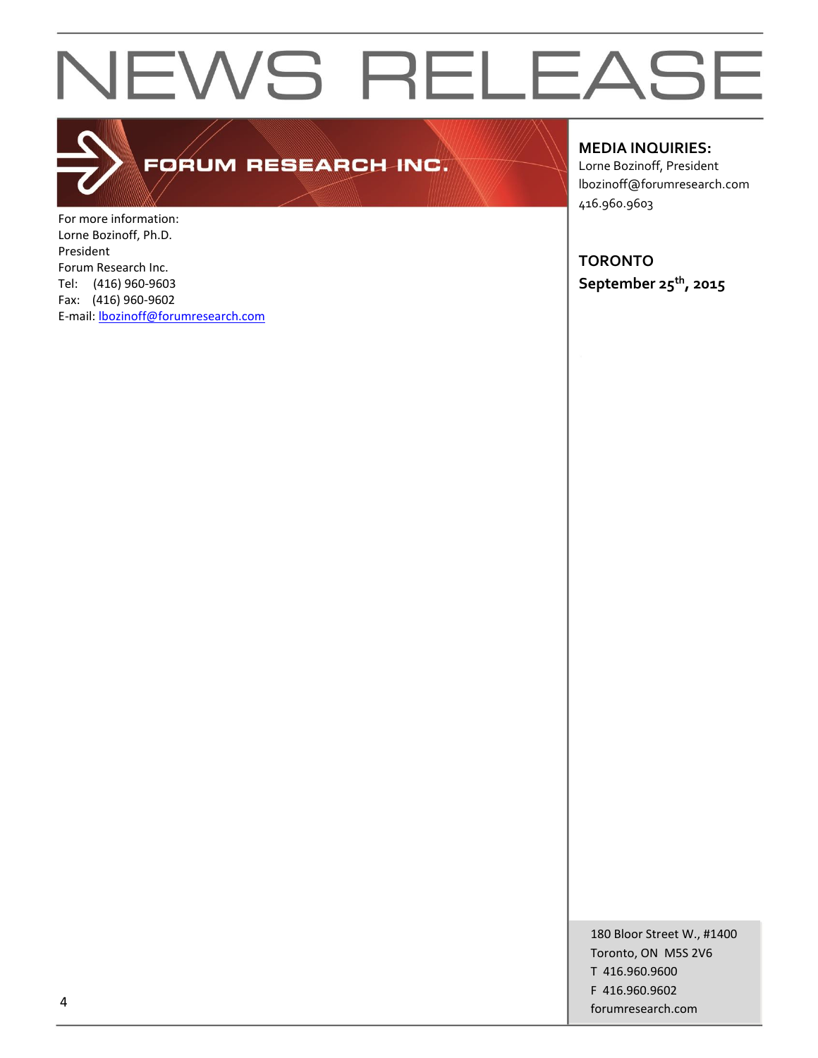# NEWS RELEASE

FORUM RESEARCH INC.

For more information:
Lorne Bozinoff, Ph.D.
President
Forum Research Inc.
Tel: (416) 960-9603
Fax: (416) 960-9602
E-mail: lbozinoff@forumresearch.com

**MEDIA INQUIRIES:**
Lorne Bozinoff, President
lbozinoff@forumresearch.com
416.960.9603

**TORONTO**
**September 25th, 2015**

180 Bloor Street W., #1400
Toronto, ON M5S 2V6
T 416.960.9600
F 416.960.9602
forumresearch.com